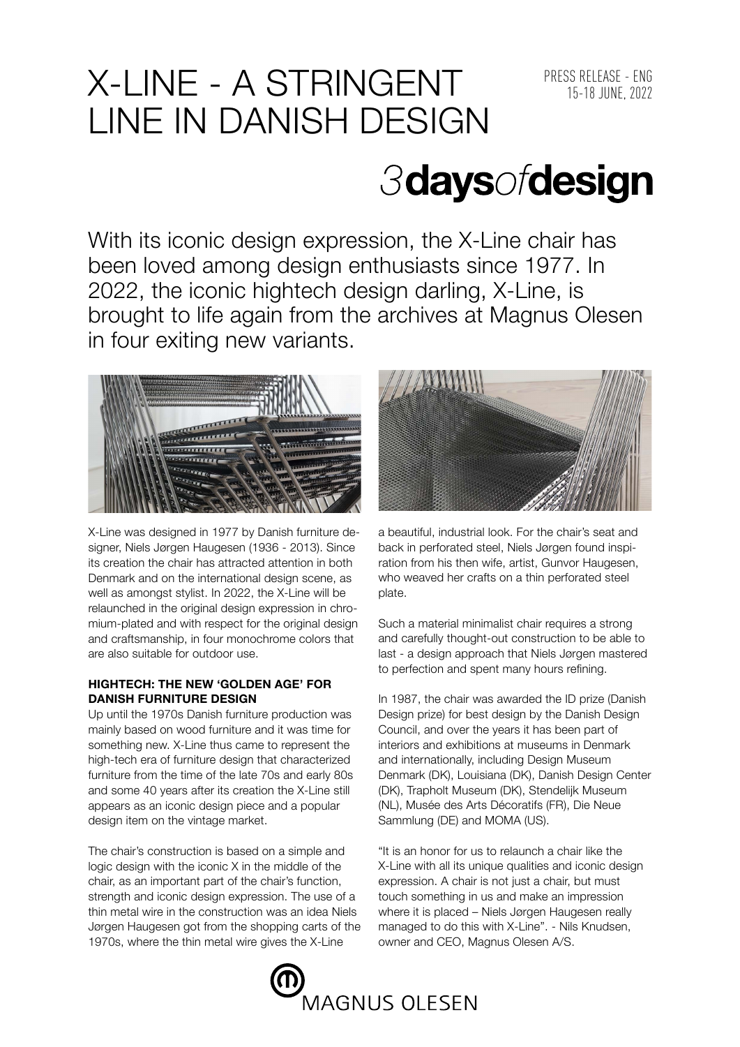PRESS RELEASE - ENG
15-18 JUNE, 2022

# X-LINE - A STRINGENT LINE IN DANISH DESIGN

3daysofdesign

With its iconic design expression, the X-Line chair has been loved among design enthusiasts since 1977. In 2022, the iconic hightech design darling, X-Line, is brought to life again from the archives at Magnus Olesen in four exiting new variants.

X-Line was designed in 1977 by Danish furniture designer, Niels Jørgen Haugesen (1936 - 2013). Since its creation the chair has attracted attention in both Denmark and on the international design scene, as well as amongst stylist. In 2022, the X-Line will be relaunched in the original design expression in chromium-plated and with respect for the original design and craftsmanship, in four monochrome colors that are also suitable for outdoor use.

**HIGHTECH: THE NEW 'GOLDEN AGE' FOR DANISH FURNITURE DESIGN**

Up until the 1970s Danish furniture production was mainly based on wood furniture and it was time for something new. X-Line thus came to represent the high-tech era of furniture design that characterized furniture from the time of the late 70s and early 80s and some 40 years after its creation the X-Line still appears as an iconic design piece and a popular design item on the vintage market.

The chair's construction is based on a simple and logic design with the iconic X in the middle of the chair, as an important part of the chair's function, strength and iconic design expression. The use of a thin metal wire in the construction was an idea Niels Jørgen Haugesen got from the shopping carts of the 1970s, where the thin metal wire gives the X-Line a beautiful, industrial look. For the chair's seat and back in perforated steel, Niels Jørgen found inspiration from his then wife, artist, Gunvor Haugesen, who weaved her crafts on a thin perforated steel plate.

Such a material minimalist chair requires a strong and carefully thought-out construction to be able to last - a design approach that Niels Jørgen mastered to perfection and spent many hours refining.

In 1987, the chair was awarded the ID prize (Danish Design prize) for best design by the Danish Design Council, and over the years it has been part of interiors and exhibitions at museums in Denmark and internationally, including Design Museum Denmark (DK), Louisiana (DK), Danish Design Center (DK), Trapholt Museum (DK), Stendelijk Museum (NL), Musée des Arts Décoratifs (FR), Die Neue Sammlung (DE) and MOMA (US).

"It is an honor for us to relaunch a chair like the X-Line with all its unique qualities and iconic design expression. A chair is not just a chair, but must touch something in us and make an impression where it is placed – Niels Jørgen Haugesen really managed to do this with X-Line". - Nils Knudsen, owner and CEO, Magnus Olesen A/S.

MAGNUS OLESEN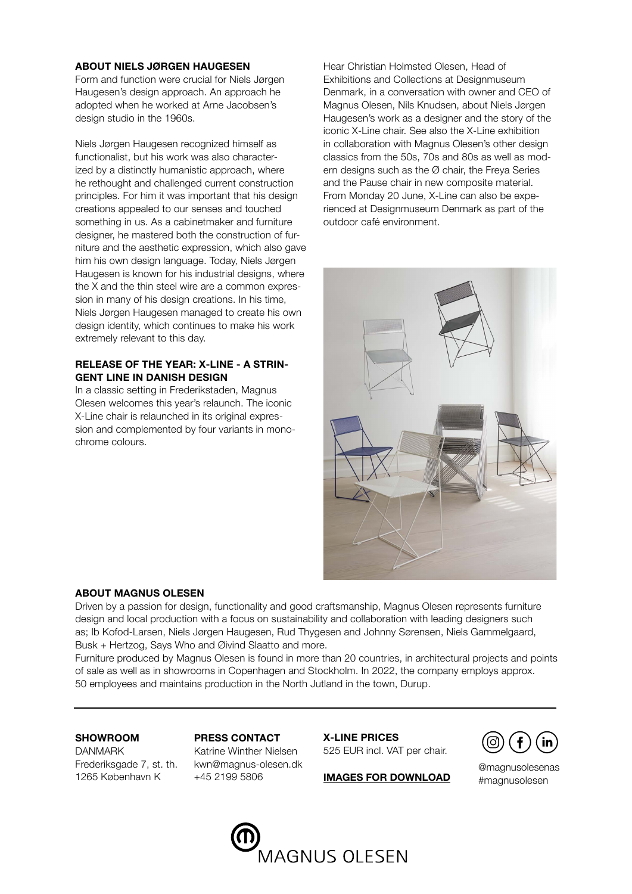## ABOUT NIELS JØRGEN HAUGESEN

Form and function were crucial for Niels Jørgen Haugesen's design approach. An approach he adopted when he worked at Arne Jacobsen's design studio in the 1960s.

Niels Jørgen Haugesen recognized himself as functionalist, but his work was also characterized by a distinctly humanistic approach, where he rethought and challenged current construction principles. For him it was important that his design creations appealed to our senses and touched something in us. As a cabinetmaker and furniture designer, he mastered both the construction of furniture and the aesthetic expression, which also gave him his own design language. Today, Niels Jørgen Haugesen is known for his industrial designs, where the X and the thin steel wire are a common expression in many of his design creations. In his time, Niels Jørgen Haugesen managed to create his own design identity, which continues to make his work extremely relevant to this day.

## RELEASE OF THE YEAR: X-LINE - A STRINGENT LINE IN DANISH DESIGN

In a classic setting in Frederikstaden, Magnus Olesen welcomes this year's relaunch. The iconic X-Line chair is relaunched in its original expression and complemented by four variants in monochrome colours.

Hear Christian Holmsted Olesen, Head of Exhibitions and Collections at Designmuseum Denmark, in a conversation with owner and CEO of Magnus Olesen, Nils Knudsen, about Niels Jørgen Haugesen's work as a designer and the story of the iconic X-Line chair. See also the X-Line exhibition in collaboration with Magnus Olesen's other design classics from the 50s, 70s and 80s as well as modern designs such as the Ø chair, the Freya Series and the Pause chair in new composite material. From Monday 20 June, X-Line can also be experienced at Designmuseum Denmark as part of the outdoor café environment.

## ABOUT MAGNUS OLESEN

Driven by a passion for design, functionality and good craftsmanship, Magnus Olesen represents furniture design and local production with a focus on sustainability and collaboration with leading designers such as; Ib Kofod-Larsen, Niels Jørgen Haugesen, Rud Thygesen and Johnny Sørensen, Niels Gammelgaard, Busk + Hertzog, Says Who and Øivind Slaatto and more.
Furniture produced by Magnus Olesen is found in more than 20 countries, in architectural projects and points of sale as well as in showrooms in Copenhagen and Stockholm. In 2022, the company employs approx. 50 employees and maintains production in the North Jutland in the town, Durup.

---

**SHOWROOM**
DANMARK
Frederiksgade 7, st. th.
1265 København K

**PRESS CONTACT**
Katrine Winther Nielsen
kwn@magnus-olesen.dk
+45 2199 5806

**X-LINE PRICES**
525 EUR incl. VAT per chair.

**IMAGES FOR DOWNLOAD**

@magnusolesenas
#magnusolesen

MAGNUS OLESEN